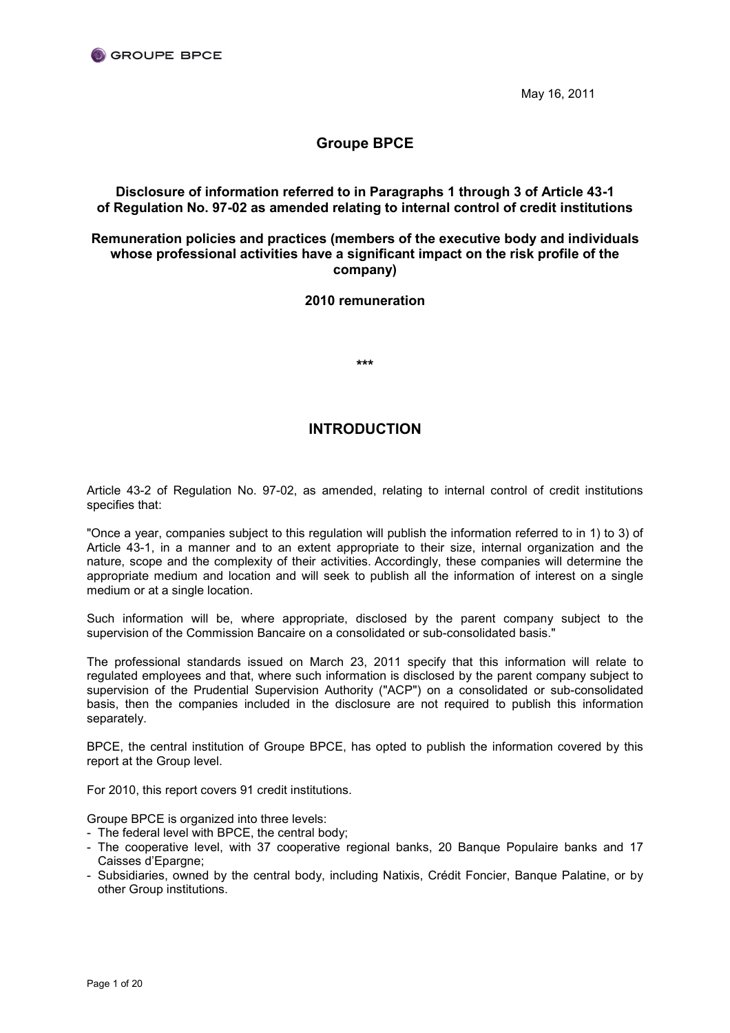May 16, 2011

# Groupe BPCE

**Disclosure of information referred to in Paragraphs 1 through 3 of Article 43-1 of Regulation No. 97-02 as amended relating to internal control of credit institutions**

**Remuneration policies and practices (members of the executive body and individuals whose professional activities have a significant impact on the risk profile of the company)**

**2010 remuneration**

***

## INTRODUCTION

Article 43-2 of Regulation No. 97-02, as amended, relating to internal control of credit institutions specifies that:

"Once a year, companies subject to this regulation will publish the information referred to in 1) to 3) of Article 43-1, in a manner and to an extent appropriate to their size, internal organization and the nature, scope and the complexity of their activities. Accordingly, these companies will determine the appropriate medium and location and will seek to publish all the information of interest on a single medium or at a single location.

Such information will be, where appropriate, disclosed by the parent company subject to the supervision of the Commission Bancaire on a consolidated or sub-consolidated basis."

The professional standards issued on March 23, 2011 specify that this information will relate to regulated employees and that, where such information is disclosed by the parent company subject to supervision of the Prudential Supervision Authority ("ACP") on a consolidated or sub-consolidated basis, then the companies included in the disclosure are not required to publish this information separately.

BPCE, the central institution of Groupe BPCE, has opted to publish the information covered by this report at the Group level.

For 2010, this report covers 91 credit institutions.

Groupe BPCE is organized into three levels:

- The federal level with BPCE, the central body;
- The cooperative level, with 37 cooperative regional banks, 20 Banque Populaire banks and 17 Caisses d'Epargne;
- Subsidiaries, owned by the central body, including Natixis, Crédit Foncier, Banque Palatine, or by other Group institutions.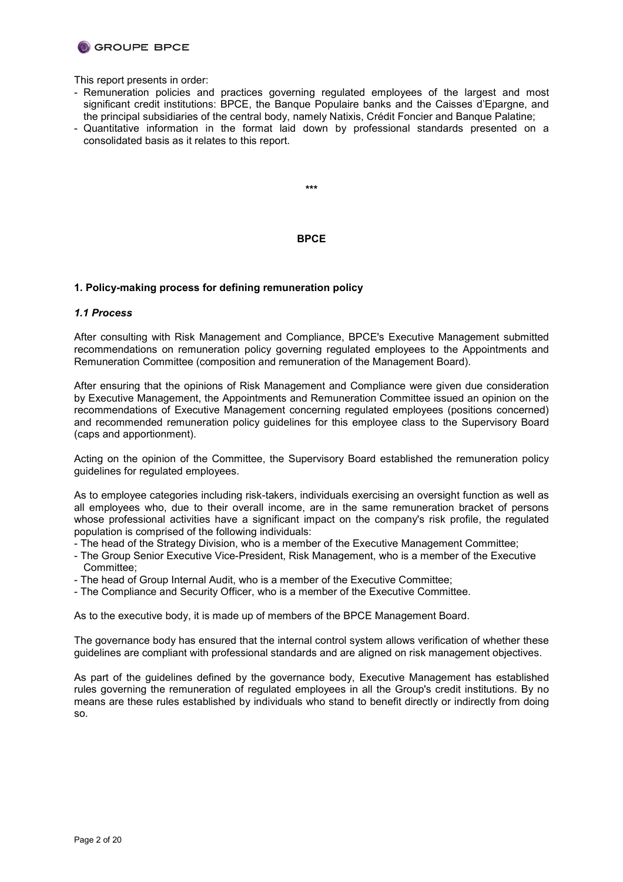This report presents in order:

- Remuneration policies and practices governing regulated employees of the largest and most significant credit institutions: BPCE, the Banque Populaire banks and the Caisses d'Epargne, and the principal subsidiaries of the central body, namely Natixis, Crédit Foncier and Banque Palatine;
- Quantitative information in the format laid down by professional standards presented on a consolidated basis as it relates to this report.

***

## BPCE

### 1. Policy-making process for defining remuneration policy

#### *1.1 Process*

After consulting with Risk Management and Compliance, BPCE's Executive Management submitted recommendations on remuneration policy governing regulated employees to the Appointments and Remuneration Committee (composition and remuneration of the Management Board).

After ensuring that the opinions of Risk Management and Compliance were given due consideration by Executive Management, the Appointments and Remuneration Committee issued an opinion on the recommendations of Executive Management concerning regulated employees (positions concerned) and recommended remuneration policy guidelines for this employee class to the Supervisory Board (caps and apportionment).

Acting on the opinion of the Committee, the Supervisory Board established the remuneration policy guidelines for regulated employees.

As to employee categories including risk-takers, individuals exercising an oversight function as well as all employees who, due to their overall income, are in the same remuneration bracket of persons whose professional activities have a significant impact on the company's risk profile, the regulated population is comprised of the following individuals:

- The head of the Strategy Division, who is a member of the Executive Management Committee;
- The Group Senior Executive Vice-President, Risk Management, who is a member of the Executive Committee;
- The head of Group Internal Audit, who is a member of the Executive Committee;
- The Compliance and Security Officer, who is a member of the Executive Committee.

As to the executive body, it is made up of members of the BPCE Management Board.

The governance body has ensured that the internal control system allows verification of whether these guidelines are compliant with professional standards and are aligned on risk management objectives.

As part of the guidelines defined by the governance body, Executive Management has established rules governing the remuneration of regulated employees in all the Group's credit institutions. By no means are these rules established by individuals who stand to benefit directly or indirectly from doing so.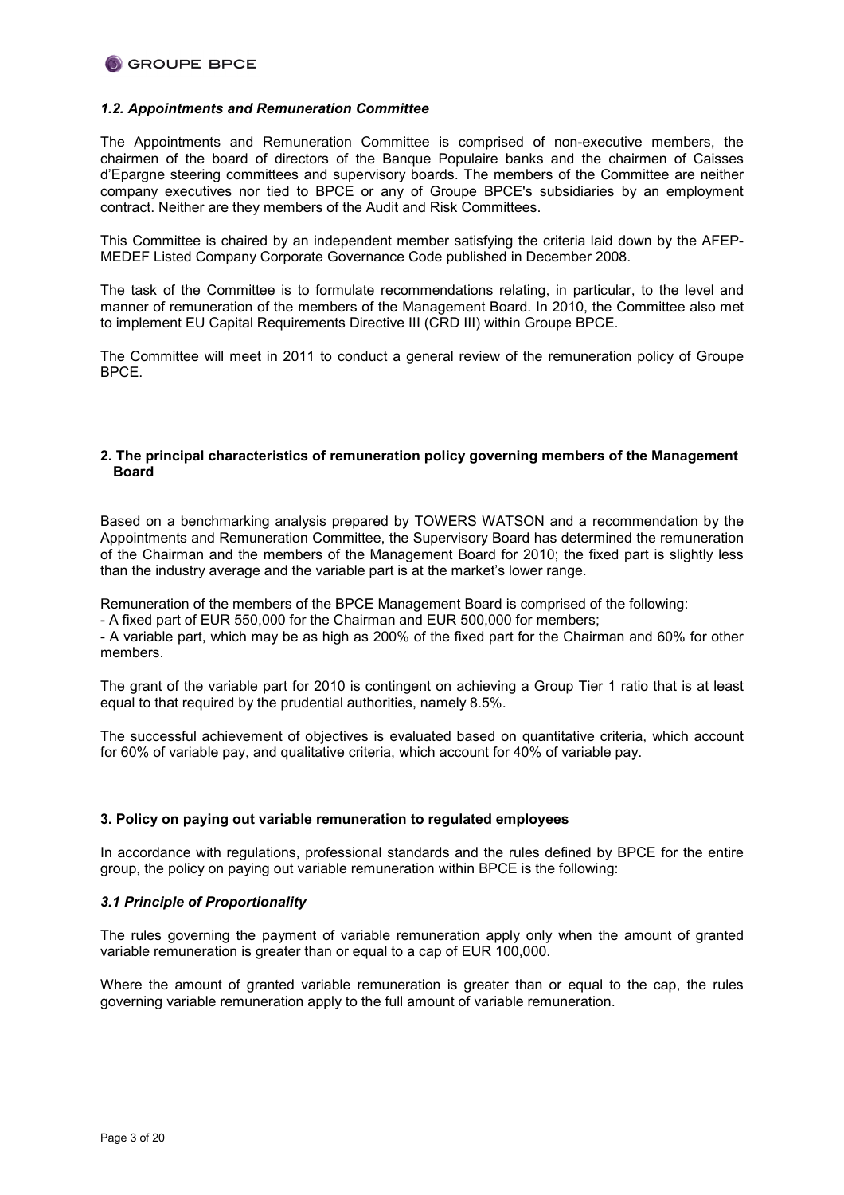### *1.2. Appointments and Remuneration Committee*

The Appointments and Remuneration Committee is comprised of non-executive members, the chairmen of the board of directors of the Banque Populaire banks and the chairmen of Caisses d'Epargne steering committees and supervisory boards. The members of the Committee are neither company executives nor tied to BPCE or any of Groupe BPCE's subsidiaries by an employment contract. Neither are they members of the Audit and Risk Committees.

This Committee is chaired by an independent member satisfying the criteria laid down by the AFEP-MEDEF Listed Company Corporate Governance Code published in December 2008.

The task of the Committee is to formulate recommendations relating, in particular, to the level and manner of remuneration of the members of the Management Board. In 2010, the Committee also met to implement EU Capital Requirements Directive III (CRD III) within Groupe BPCE.

The Committee will meet in 2011 to conduct a general review of the remuneration policy of Groupe BPCE.

## 2. The principal characteristics of remuneration policy governing members of the Management Board

Based on a benchmarking analysis prepared by TOWERS WATSON and a recommendation by the Appointments and Remuneration Committee, the Supervisory Board has determined the remuneration of the Chairman and the members of the Management Board for 2010; the fixed part is slightly less than the industry average and the variable part is at the market's lower range.

Remuneration of the members of the BPCE Management Board is comprised of the following:

- A fixed part of EUR 550,000 for the Chairman and EUR 500,000 for members;
- A variable part, which may be as high as 200% of the fixed part for the Chairman and 60% for other members.

The grant of the variable part for 2010 is contingent on achieving a Group Tier 1 ratio that is at least equal to that required by the prudential authorities, namely 8.5%.

The successful achievement of objectives is evaluated based on quantitative criteria, which account for 60% of variable pay, and qualitative criteria, which account for 40% of variable pay.

## 3. Policy on paying out variable remuneration to regulated employees

In accordance with regulations, professional standards and the rules defined by BPCE for the entire group, the policy on paying out variable remuneration within BPCE is the following:

### *3.1 Principle of Proportionality*

The rules governing the payment of variable remuneration apply only when the amount of granted variable remuneration is greater than or equal to a cap of EUR 100,000.

Where the amount of granted variable remuneration is greater than or equal to the cap, the rules governing variable remuneration apply to the full amount of variable remuneration.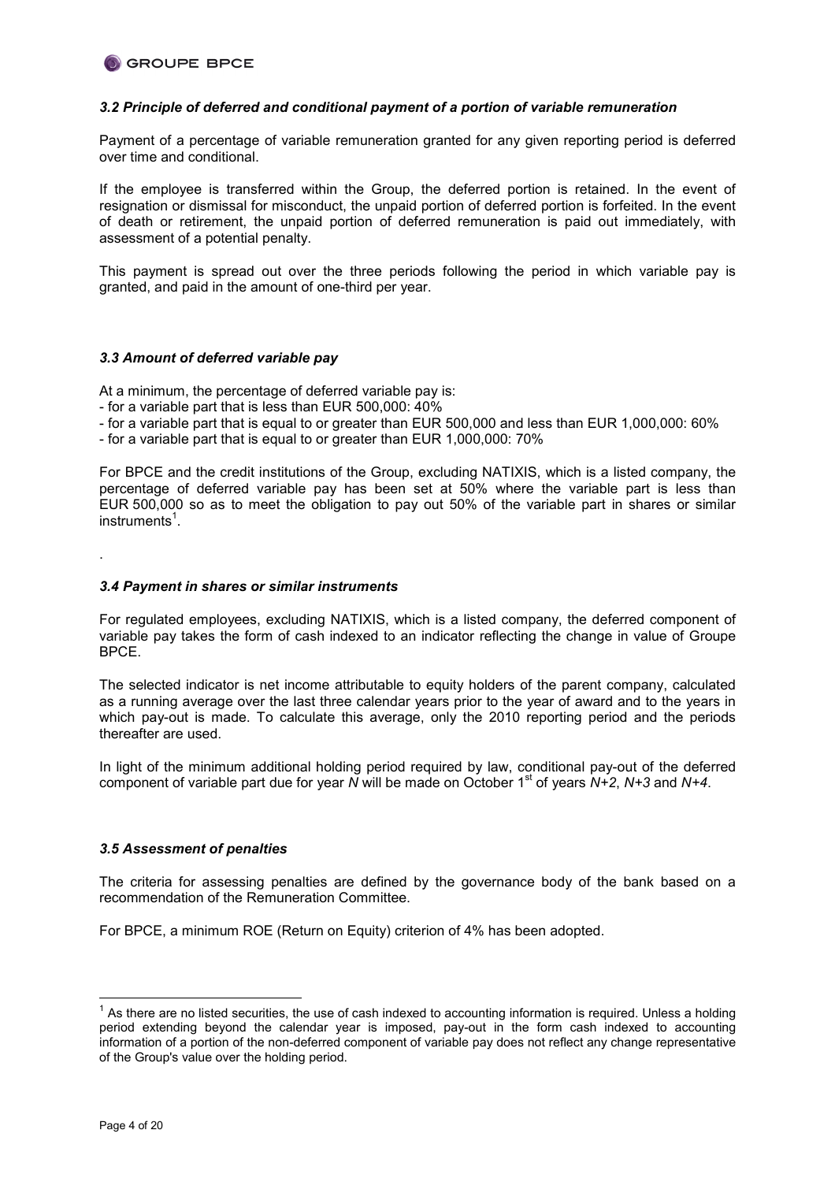### *3.2 Principle of deferred and conditional payment of a portion of variable remuneration*

Payment of a percentage of variable remuneration granted for any given reporting period is deferred over time and conditional.

If the employee is transferred within the Group, the deferred portion is retained. In the event of resignation or dismissal for misconduct, the unpaid portion of deferred portion is forfeited. In the event of death or retirement, the unpaid portion of deferred remuneration is paid out immediately, with assessment of a potential penalty.

This payment is spread out over the three periods following the period in which variable pay is granted, and paid in the amount of one-third per year.

### *3.3 Amount of deferred variable pay*

At a minimum, the percentage of deferred variable pay is:

- for a variable part that is less than EUR 500,000: 40%
- for a variable part that is equal to or greater than EUR 500,000 and less than EUR 1,000,000: 60%
- for a variable part that is equal to or greater than EUR 1,000,000: 70%

For BPCE and the credit institutions of the Group, excluding NATIXIS, which is a listed company, the percentage of deferred variable pay has been set at 50% where the variable part is less than EUR 500,000 so as to meet the obligation to pay out 50% of the variable part in shares or similar instruments[1].

.

### *3.4 Payment in shares or similar instruments*

For regulated employees, excluding NATIXIS, which is a listed company, the deferred component of variable pay takes the form of cash indexed to an indicator reflecting the change in value of Groupe BPCE.

The selected indicator is net income attributable to equity holders of the parent company, calculated as a running average over the last three calendar years prior to the year of award and to the years in which pay-out is made. To calculate this average, only the 2010 reporting period and the periods thereafter are used.

In light of the minimum additional holding period required by law, conditional pay-out of the deferred component of variable part due for year *N* will be made on October 1st of years *N+2*, *N+3* and *N+4*.

### *3.5 Assessment of penalties*

The criteria for assessing penalties are defined by the governance body of the bank based on a recommendation of the Remuneration Committee.

For BPCE, a minimum ROE (Return on Equity) criterion of 4% has been adopted.

---

[1] As there are no listed securities, the use of cash indexed to accounting information is required. Unless a holding period extending beyond the calendar year is imposed, pay-out in the form cash indexed to accounting information of a portion of the non-deferred component of variable pay does not reflect any change representative of the Group's value over the holding period.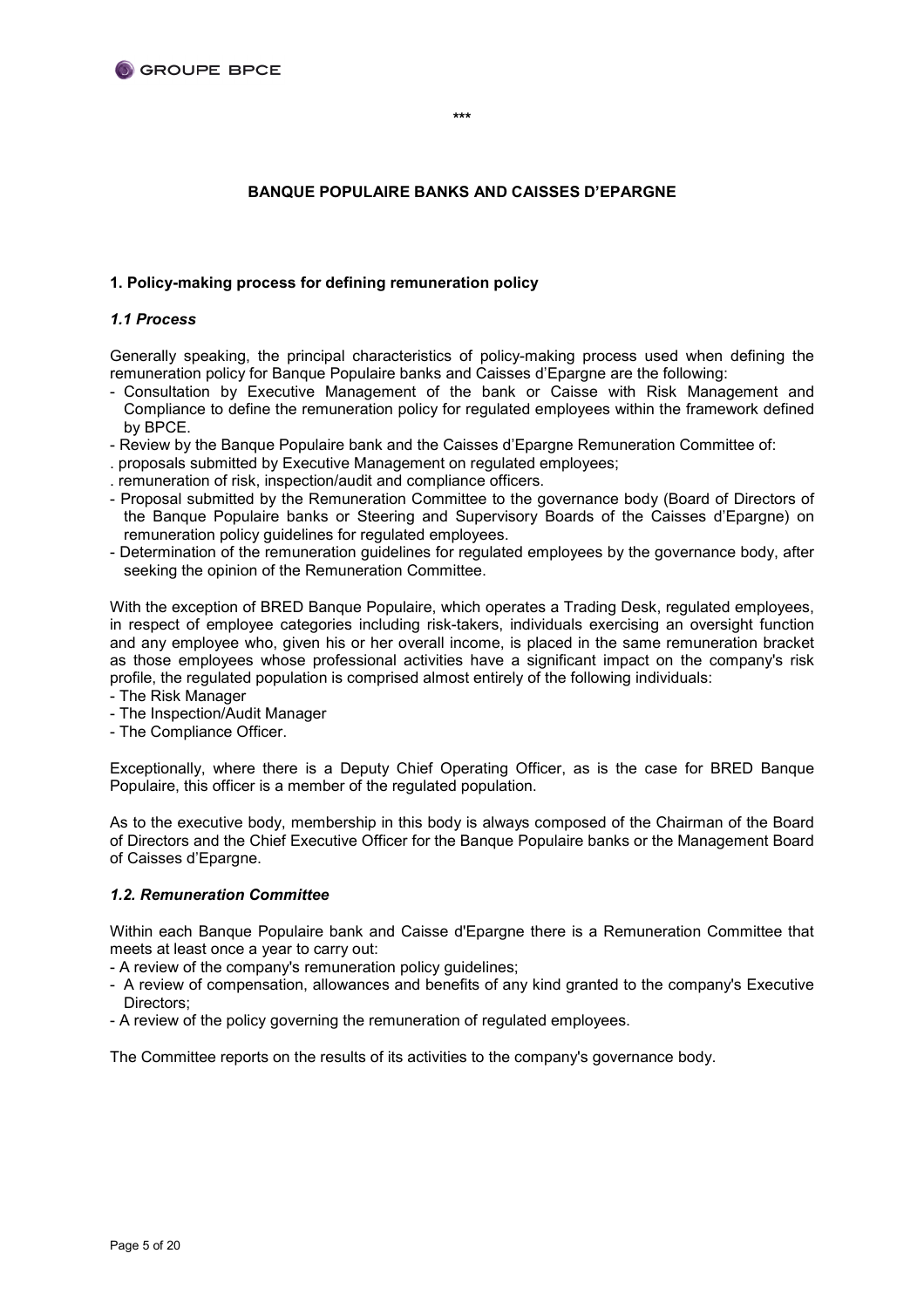\*\*\*

## BANQUE POPULAIRE BANKS AND CAISSES D'EPARGNE

### 1. Policy-making process for defining remuneration policy

#### *1.1 Process*

Generally speaking, the principal characteristics of policy-making process used when defining the remuneration policy for Banque Populaire banks and Caisses d'Epargne are the following:

- Consultation by Executive Management of the bank or Caisse with Risk Management and Compliance to define the remuneration policy for regulated employees within the framework defined by BPCE.
- Review by the Banque Populaire bank and the Caisses d'Epargne Remuneration Committee of:
  . proposals submitted by Executive Management on regulated employees;
  . remuneration of risk, inspection/audit and compliance officers.
- Proposal submitted by the Remuneration Committee to the governance body (Board of Directors of the Banque Populaire banks or Steering and Supervisory Boards of the Caisses d'Epargne) on remuneration policy guidelines for regulated employees.
- Determination of the remuneration guidelines for regulated employees by the governance body, after seeking the opinion of the Remuneration Committee.

With the exception of BRED Banque Populaire, which operates a Trading Desk, regulated employees, in respect of employee categories including risk-takers, individuals exercising an oversight function and any employee who, given his or her overall income, is placed in the same remuneration bracket as those employees whose professional activities have a significant impact on the company's risk profile, the regulated population is comprised almost entirely of the following individuals:

- The Risk Manager
- The Inspection/Audit Manager
- The Compliance Officer.

Exceptionally, where there is a Deputy Chief Operating Officer, as is the case for BRED Banque Populaire, this officer is a member of the regulated population.

As to the executive body, membership in this body is always composed of the Chairman of the Board of Directors and the Chief Executive Officer for the Banque Populaire banks or the Management Board of Caisses d'Epargne.

#### *1.2. Remuneration Committee*

Within each Banque Populaire bank and Caisse d'Epargne there is a Remuneration Committee that meets at least once a year to carry out:

- A review of the company's remuneration policy guidelines;
- A review of compensation, allowances and benefits of any kind granted to the company's Executive Directors;
- A review of the policy governing the remuneration of regulated employees.

The Committee reports on the results of its activities to the company's governance body.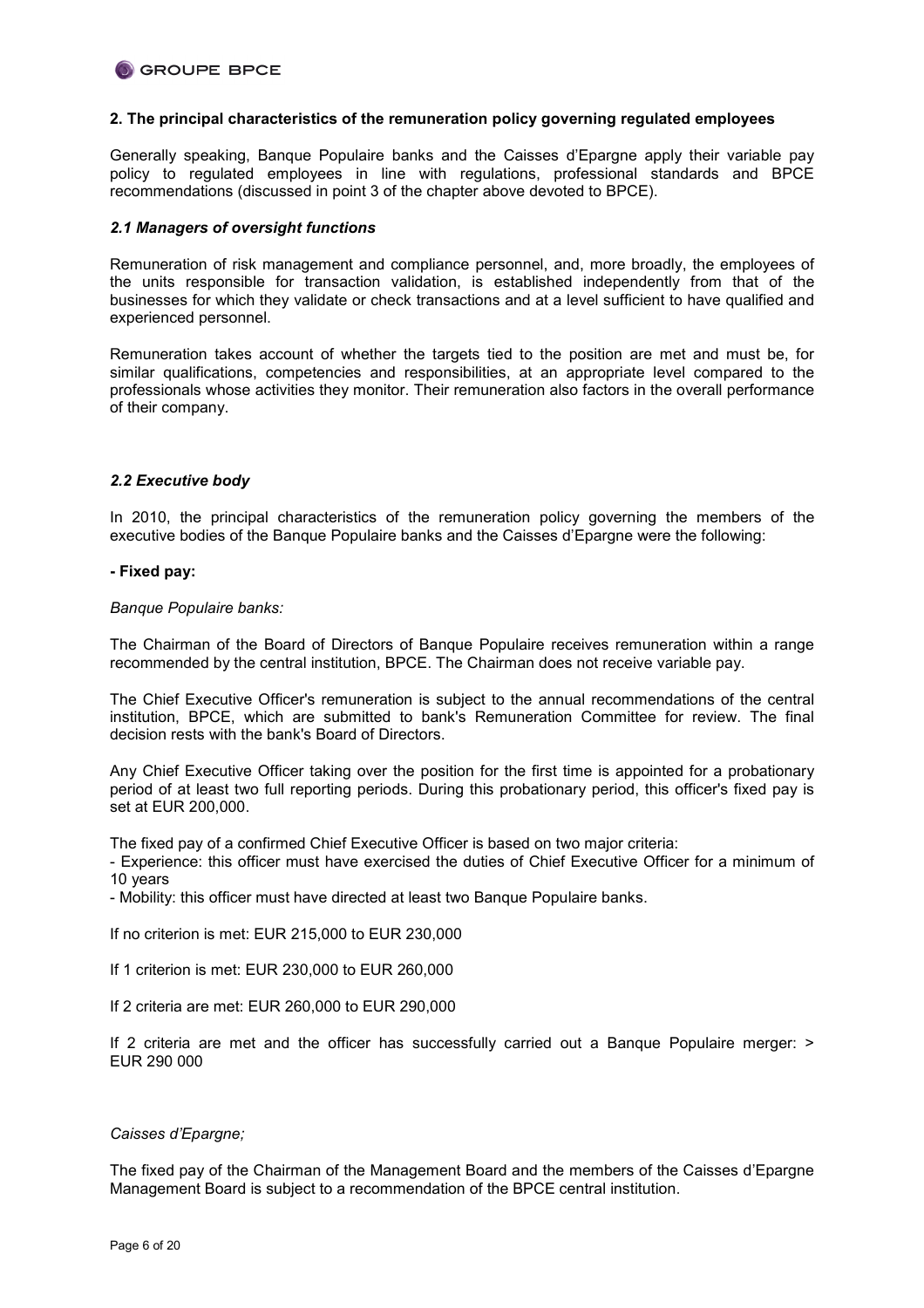## 2. The principal characteristics of the remuneration policy governing regulated employees

Generally speaking, Banque Populaire banks and the Caisses d'Epargne apply their variable pay policy to regulated employees in line with regulations, professional standards and BPCE recommendations (discussed in point 3 of the chapter above devoted to BPCE).

### *2.1 Managers of oversight functions*

Remuneration of risk management and compliance personnel, and, more broadly, the employees of the units responsible for transaction validation, is established independently from that of the businesses for which they validate or check transactions and at a level sufficient to have qualified and experienced personnel.

Remuneration takes account of whether the targets tied to the position are met and must be, for similar qualifications, competencies and responsibilities, at an appropriate level compared to the professionals whose activities they monitor. Their remuneration also factors in the overall performance of their company.

### *2.2 Executive body*

In 2010, the principal characteristics of the remuneration policy governing the members of the executive bodies of the Banque Populaire banks and the Caisses d'Epargne were the following:

**- Fixed pay:**

*Banque Populaire banks:*

The Chairman of the Board of Directors of Banque Populaire receives remuneration within a range recommended by the central institution, BPCE. The Chairman does not receive variable pay.

The Chief Executive Officer's remuneration is subject to the annual recommendations of the central institution, BPCE, which are submitted to bank's Remuneration Committee for review. The final decision rests with the bank's Board of Directors.

Any Chief Executive Officer taking over the position for the first time is appointed for a probationary period of at least two full reporting periods. During this probationary period, this officer's fixed pay is set at EUR 200,000.

The fixed pay of a confirmed Chief Executive Officer is based on two major criteria:

- Experience: this officer must have exercised the duties of Chief Executive Officer for a minimum of 10 years
- Mobility: this officer must have directed at least two Banque Populaire banks.

If no criterion is met: EUR 215,000 to EUR 230,000

If 1 criterion is met: EUR 230,000 to EUR 260,000

If 2 criteria are met: EUR 260,000 to EUR 290,000

If 2 criteria are met and the officer has successfully carried out a Banque Populaire merger: > EUR 290 000

*Caisses d'Epargne;*

The fixed pay of the Chairman of the Management Board and the members of the Caisses d'Epargne Management Board is subject to a recommendation of the BPCE central institution.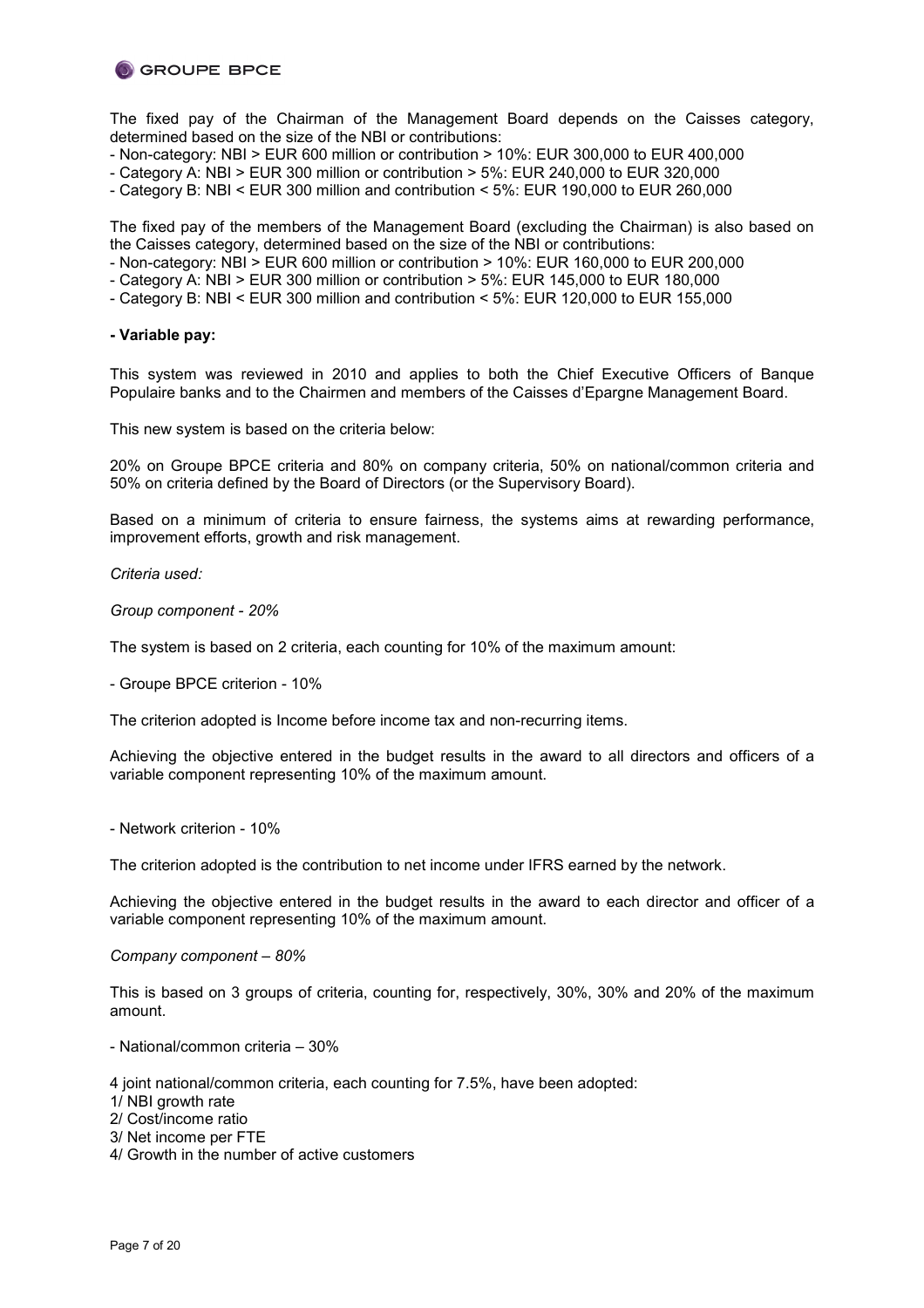The fixed pay of the Chairman of the Management Board depends on the Caisses category, determined based on the size of the NBI or contributions:

- Non-category: NBI > EUR 600 million or contribution > 10%: EUR 300,000 to EUR 400,000
- Category A: NBI > EUR 300 million or contribution > 5%: EUR 240,000 to EUR 320,000
- Category B: NBI < EUR 300 million and contribution < 5%: EUR 190,000 to EUR 260,000

The fixed pay of the members of the Management Board (excluding the Chairman) is also based on the Caisses category, determined based on the size of the NBI or contributions:

- Non-category: NBI > EUR 600 million or contribution > 10%: EUR 160,000 to EUR 200,000
- Category A: NBI > EUR 300 million or contribution > 5%: EUR 145,000 to EUR 180,000
- Category B: NBI < EUR 300 million and contribution < 5%: EUR 120,000 to EUR 155,000

**- Variable pay:**

This system was reviewed in 2010 and applies to both the Chief Executive Officers of Banque Populaire banks and to the Chairmen and members of the Caisses d'Epargne Management Board.

This new system is based on the criteria below:

20% on Groupe BPCE criteria and 80% on company criteria, 50% on national/common criteria and 50% on criteria defined by the Board of Directors (or the Supervisory Board).

Based on a minimum of criteria to ensure fairness, the systems aims at rewarding performance, improvement efforts, growth and risk management.

*Criteria used:*

*Group component - 20%*

The system is based on 2 criteria, each counting for 10% of the maximum amount:

- Groupe BPCE criterion - 10%

The criterion adopted is Income before income tax and non-recurring items.

Achieving the objective entered in the budget results in the award to all directors and officers of a variable component representing 10% of the maximum amount.

- Network criterion - 10%

The criterion adopted is the contribution to net income under IFRS earned by the network.

Achieving the objective entered in the budget results in the award to each director and officer of a variable component representing 10% of the maximum amount.

*Company component – 80%*

This is based on 3 groups of criteria, counting for, respectively, 30%, 30% and 20% of the maximum amount.

- National/common criteria – 30%

4 joint national/common criteria, each counting for 7.5%, have been adopted:

1/ NBI growth rate
2/ Cost/income ratio
3/ Net income per FTE
4/ Growth in the number of active customers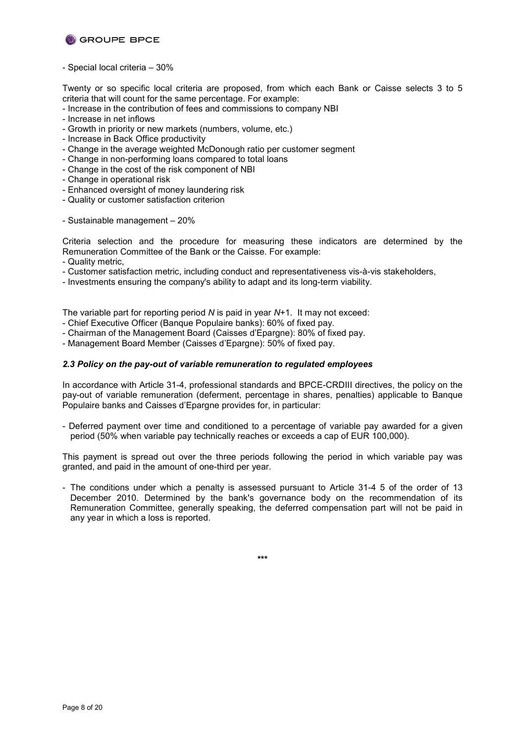- Special local criteria – 30%

Twenty or so specific local criteria are proposed, from which each Bank or Caisse selects 3 to 5 criteria that will count for the same percentage. For example:

- Increase in the contribution of fees and commissions to company NBI
- Increase in net inflows
- Growth in priority or new markets (numbers, volume, etc.)
- Increase in Back Office productivity
- Change in the average weighted McDonough ratio per customer segment
- Change in non-performing loans compared to total loans
- Change in the cost of the risk component of NBI
- Change in operational risk
- Enhanced oversight of money laundering risk
- Quality or customer satisfaction criterion

- Sustainable management – 20%

Criteria selection and the procedure for measuring these indicators are determined by the Remuneration Committee of the Bank or the Caisse. For example:

- Quality metric,
- Customer satisfaction metric, including conduct and representativeness vis-à-vis stakeholders,
- Investments ensuring the company's ability to adapt and its long-term viability.

The variable part for reporting period *N* is paid in year *N*+1. It may not exceed:

- Chief Executive Officer (Banque Populaire banks): 60% of fixed pay.
- Chairman of the Management Board (Caisses d'Epargne): 80% of fixed pay.
- Management Board Member (Caisses d'Epargne): 50% of fixed pay.

### *2.3 Policy on the pay-out of variable remuneration to regulated employees*

In accordance with Article 31-4, professional standards and BPCE-CRDIII directives, the policy on the pay-out of variable remuneration (deferment, percentage in shares, penalties) applicable to Banque Populaire banks and Caisses d'Epargne provides for, in particular:

- Deferred payment over time and conditioned to a percentage of variable pay awarded for a given period (50% when variable pay technically reaches or exceeds a cap of EUR 100,000).

This payment is spread out over the three periods following the period in which variable pay was granted, and paid in the amount of one-third per year.

- The conditions under which a penalty is assessed pursuant to Article 31-4 5 of the order of 13 December 2010. Determined by the bank's governance body on the recommendation of its Remuneration Committee, generally speaking, the deferred compensation part will not be paid in any year in which a loss is reported.

\*\*\*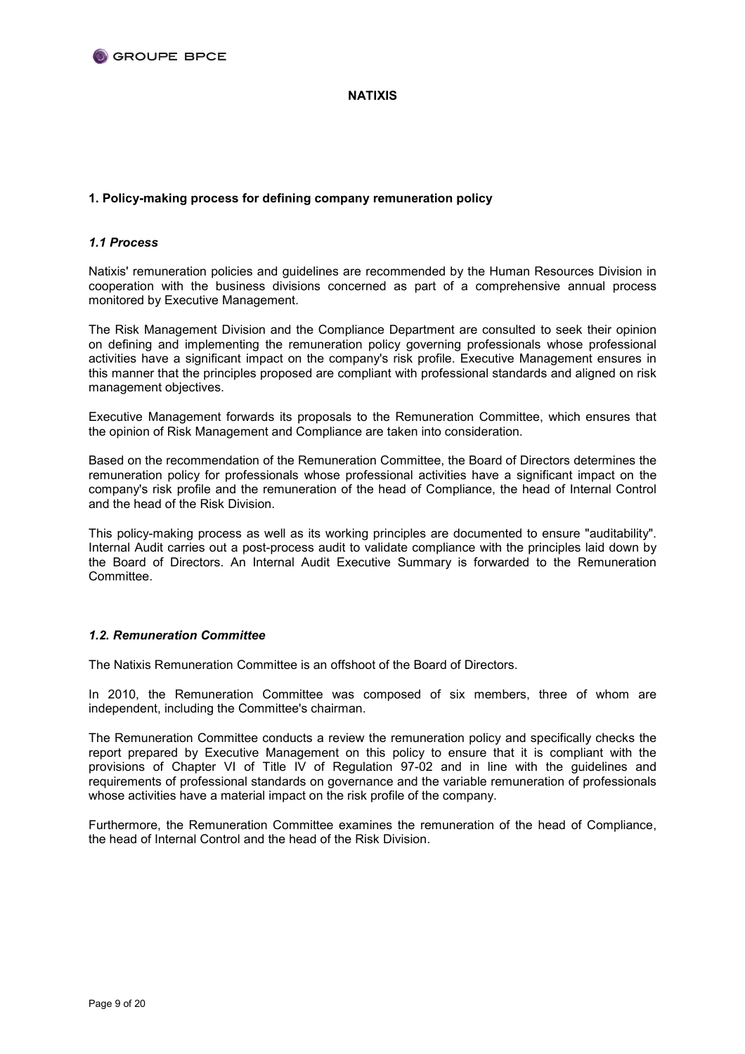**NATIXIS**

## 1. Policy-making process for defining company remuneration policy

### *1.1 Process*

Natixis' remuneration policies and guidelines are recommended by the Human Resources Division in cooperation with the business divisions concerned as part of a comprehensive annual process monitored by Executive Management.

The Risk Management Division and the Compliance Department are consulted to seek their opinion on defining and implementing the remuneration policy governing professionals whose professional activities have a significant impact on the company's risk profile. Executive Management ensures in this manner that the principles proposed are compliant with professional standards and aligned on risk management objectives.

Executive Management forwards its proposals to the Remuneration Committee, which ensures that the opinion of Risk Management and Compliance are taken into consideration.

Based on the recommendation of the Remuneration Committee, the Board of Directors determines the remuneration policy for professionals whose professional activities have a significant impact on the company's risk profile and the remuneration of the head of Compliance, the head of Internal Control and the head of the Risk Division.

This policy-making process as well as its working principles are documented to ensure "auditability". Internal Audit carries out a post-process audit to validate compliance with the principles laid down by the Board of Directors. An Internal Audit Executive Summary is forwarded to the Remuneration Committee.

### *1.2. Remuneration Committee*

The Natixis Remuneration Committee is an offshoot of the Board of Directors.

In 2010, the Remuneration Committee was composed of six members, three of whom are independent, including the Committee's chairman.

The Remuneration Committee conducts a review the remuneration policy and specifically checks the report prepared by Executive Management on this policy to ensure that it is compliant with the provisions of Chapter VI of Title IV of Regulation 97-02 and in line with the guidelines and requirements of professional standards on governance and the variable remuneration of professionals whose activities have a material impact on the risk profile of the company.

Furthermore, the Remuneration Committee examines the remuneration of the head of Compliance, the head of Internal Control and the head of the Risk Division.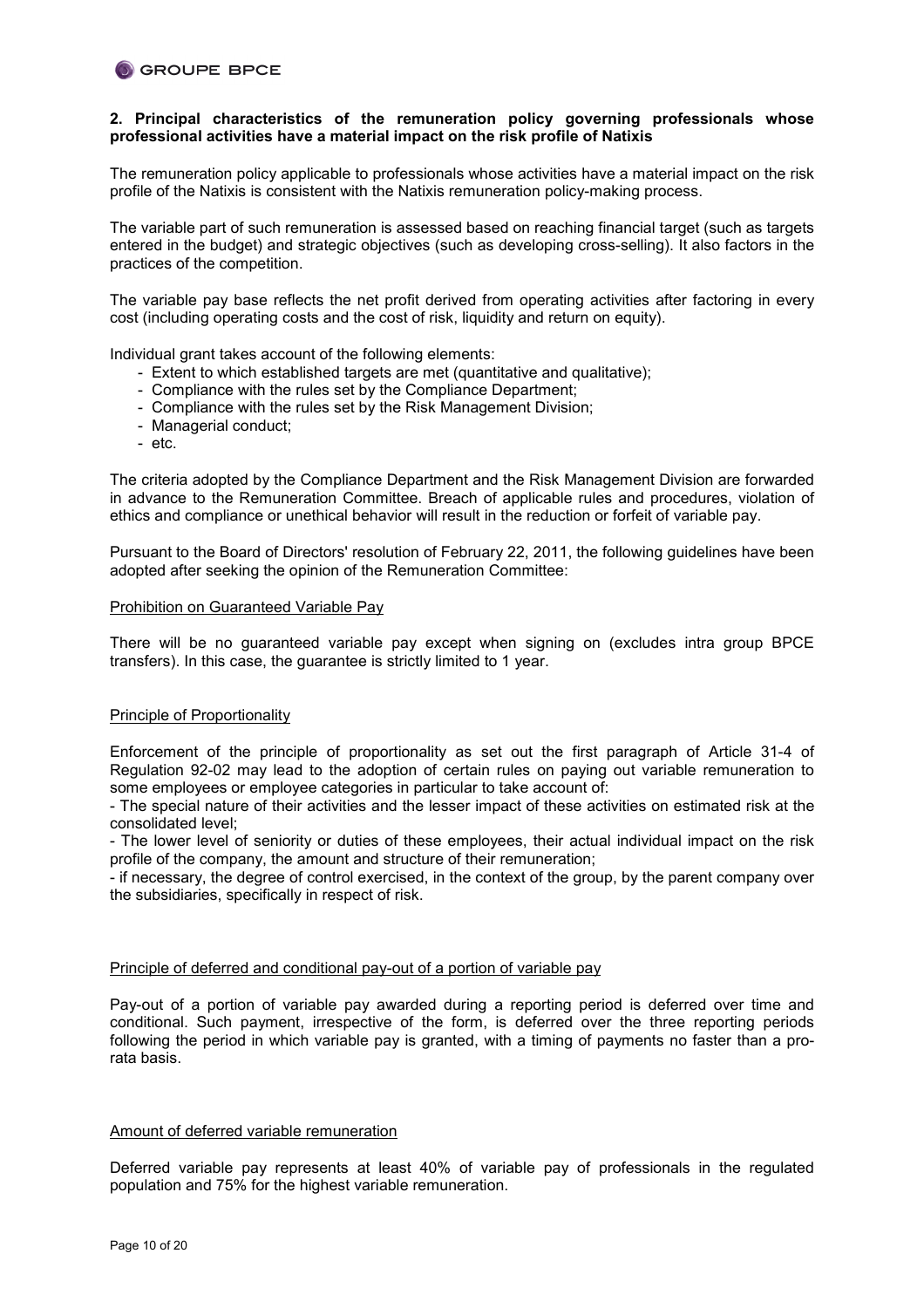## 2. Principal characteristics of the remuneration policy governing professionals whose professional activities have a material impact on the risk profile of Natixis

The remuneration policy applicable to professionals whose activities have a material impact on the risk profile of the Natixis is consistent with the Natixis remuneration policy-making process.

The variable part of such remuneration is assessed based on reaching financial target (such as targets entered in the budget) and strategic objectives (such as developing cross-selling). It also factors in the practices of the competition.

The variable pay base reflects the net profit derived from operating activities after factoring in every cost (including operating costs and the cost of risk, liquidity and return on equity).

Individual grant takes account of the following elements:

- Extent to which established targets are met (quantitative and qualitative);
- Compliance with the rules set by the Compliance Department;
- Compliance with the rules set by the Risk Management Division;
- Managerial conduct;
- etc.

The criteria adopted by the Compliance Department and the Risk Management Division are forwarded in advance to the Remuneration Committee. Breach of applicable rules and procedures, violation of ethics and compliance or unethical behavior will result in the reduction or forfeit of variable pay.

Pursuant to the Board of Directors' resolution of February 22, 2011, the following guidelines have been adopted after seeking the opinion of the Remuneration Committee:

### Prohibition on Guaranteed Variable Pay

There will be no guaranteed variable pay except when signing on (excludes intra group BPCE transfers). In this case, the guarantee is strictly limited to 1 year.

### Principle of Proportionality

Enforcement of the principle of proportionality as set out the first paragraph of Article 31-4 of Regulation 92-02 may lead to the adoption of certain rules on paying out variable remuneration to some employees or employee categories in particular to take account of:

- The special nature of their activities and the lesser impact of these activities on estimated risk at the consolidated level;
- The lower level of seniority or duties of these employees, their actual individual impact on the risk profile of the company, the amount and structure of their remuneration;
- if necessary, the degree of control exercised, in the context of the group, by the parent company over the subsidiaries, specifically in respect of risk.

### Principle of deferred and conditional pay-out of a portion of variable pay

Pay-out of a portion of variable pay awarded during a reporting period is deferred over time and conditional. Such payment, irrespective of the form, is deferred over the three reporting periods following the period in which variable pay is granted, with a timing of payments no faster than a pro-rata basis.

### Amount of deferred variable remuneration

Deferred variable pay represents at least 40% of variable pay of professionals in the regulated population and 75% for the highest variable remuneration.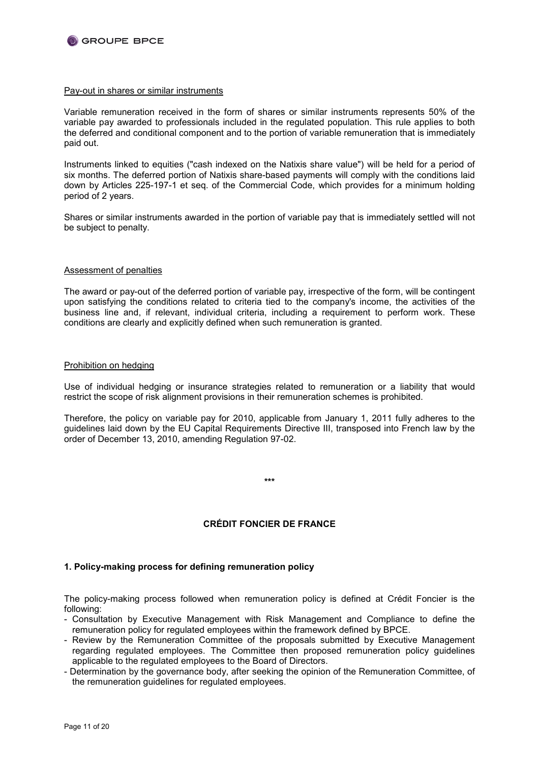Pay-out in shares or similar instruments

Variable remuneration received in the form of shares or similar instruments represents 50% of the variable pay awarded to professionals included in the regulated population. This rule applies to both the deferred and conditional component and to the portion of variable remuneration that is immediately paid out.

Instruments linked to equities ("cash indexed on the Natixis share value") will be held for a period of six months. The deferred portion of Natixis share-based payments will comply with the conditions laid down by Articles 225-197-1 et seq. of the Commercial Code, which provides for a minimum holding period of 2 years.

Shares or similar instruments awarded in the portion of variable pay that is immediately settled will not be subject to penalty.

Assessment of penalties

The award or pay-out of the deferred portion of variable pay, irrespective of the form, will be contingent upon satisfying the conditions related to criteria tied to the company's income, the activities of the business line and, if relevant, individual criteria, including a requirement to perform work. These conditions are clearly and explicitly defined when such remuneration is granted.

Prohibition on hedging

Use of individual hedging or insurance strategies related to remuneration or a liability that would restrict the scope of risk alignment provisions in their remuneration schemes is prohibited.

Therefore, the policy on variable pay for 2010, applicable from January 1, 2011 fully adheres to the guidelines laid down by the EU Capital Requirements Directive III, transposed into French law by the order of December 13, 2010, amending Regulation 97-02.

***

## CRÉDIT FONCIER DE FRANCE

### 1. Policy-making process for defining remuneration policy

The policy-making process followed when remuneration policy is defined at Crédit Foncier is the following:

- Consultation by Executive Management with Risk Management and Compliance to define the remuneration policy for regulated employees within the framework defined by BPCE.
- Review by the Remuneration Committee of the proposals submitted by Executive Management regarding regulated employees. The Committee then proposed remuneration policy guidelines applicable to the regulated employees to the Board of Directors.
- Determination by the governance body, after seeking the opinion of the Remuneration Committee, of the remuneration guidelines for regulated employees.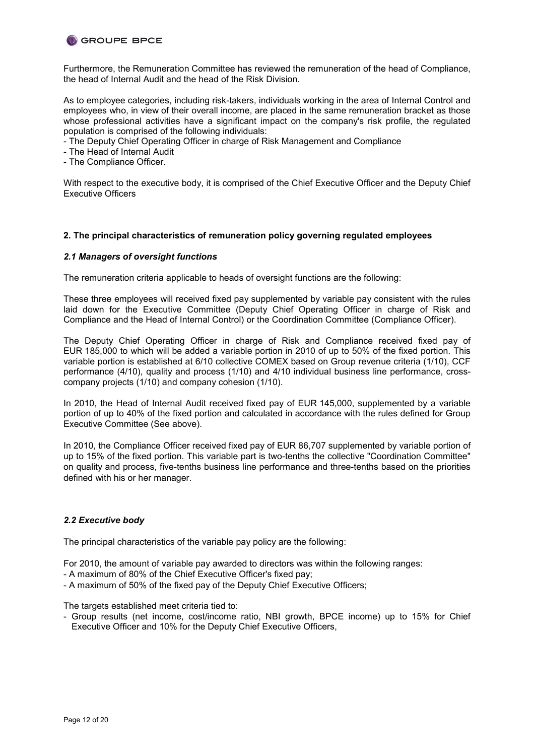Furthermore, the Remuneration Committee has reviewed the remuneration of the head of Compliance, the head of Internal Audit and the head of the Risk Division.

As to employee categories, including risk-takers, individuals working in the area of Internal Control and employees who, in view of their overall income, are placed in the same remuneration bracket as those whose professional activities have a significant impact on the company's risk profile, the regulated population is comprised of the following individuals:

- The Deputy Chief Operating Officer in charge of Risk Management and Compliance
- The Head of Internal Audit
- The Compliance Officer.

With respect to the executive body, it is comprised of the Chief Executive Officer and the Deputy Chief Executive Officers

## 2. The principal characteristics of remuneration policy governing regulated employees

### *2.1 Managers of oversight functions*

The remuneration criteria applicable to heads of oversight functions are the following:

These three employees will received fixed pay supplemented by variable pay consistent with the rules laid down for the Executive Committee (Deputy Chief Operating Officer in charge of Risk and Compliance and the Head of Internal Control) or the Coordination Committee (Compliance Officer).

The Deputy Chief Operating Officer in charge of Risk and Compliance received fixed pay of EUR 185,000 to which will be added a variable portion in 2010 of up to 50% of the fixed portion. This variable portion is established at 6/10 collective COMEX based on Group revenue criteria (1/10), CCF performance (4/10), quality and process (1/10) and 4/10 individual business line performance, cross-company projects (1/10) and company cohesion (1/10).

In 2010, the Head of Internal Audit received fixed pay of EUR 145,000, supplemented by a variable portion of up to 40% of the fixed portion and calculated in accordance with the rules defined for Group Executive Committee (See above).

In 2010, the Compliance Officer received fixed pay of EUR 86,707 supplemented by variable portion of up to 15% of the fixed portion. This variable part is two-tenths the collective "Coordination Committee" on quality and process, five-tenths business line performance and three-tenths based on the priorities defined with his or her manager.

### *2.2 Executive body*

The principal characteristics of the variable pay policy are the following:

For 2010, the amount of variable pay awarded to directors was within the following ranges:

- A maximum of 80% of the Chief Executive Officer's fixed pay;
- A maximum of 50% of the fixed pay of the Deputy Chief Executive Officers;

The targets established meet criteria tied to:

- Group results (net income, cost/income ratio, NBI growth, BPCE income) up to 15% for Chief Executive Officer and 10% for the Deputy Chief Executive Officers,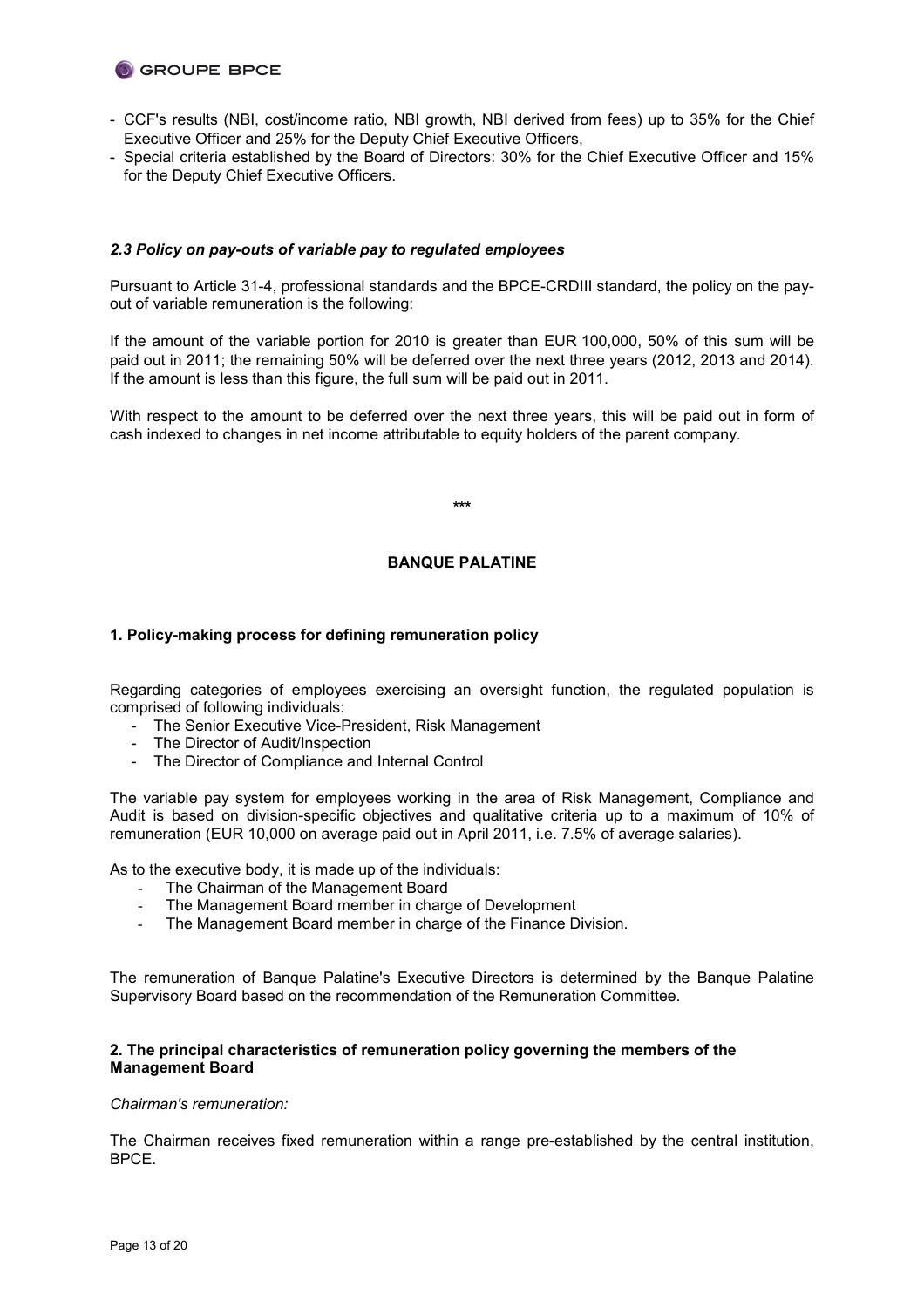- CCF's results (NBI, cost/income ratio, NBI growth, NBI derived from fees) up to 35% for the Chief Executive Officer and 25% for the Deputy Chief Executive Officers,
- Special criteria established by the Board of Directors: 30% for the Chief Executive Officer and 15% for the Deputy Chief Executive Officers.

### *2.3 Policy on pay-outs of variable pay to regulated employees*

Pursuant to Article 31-4, professional standards and the BPCE-CRDIII standard, the policy on the pay-out of variable remuneration is the following:

If the amount of the variable portion for 2010 is greater than EUR 100,000, 50% of this sum will be paid out in 2011; the remaining 50% will be deferred over the next three years (2012, 2013 and 2014). If the amount is less than this figure, the full sum will be paid out in 2011.

With respect to the amount to be deferred over the next three years, this will be paid out in form of cash indexed to changes in net income attributable to equity holders of the parent company.

***

## BANQUE PALATINE

### 1. Policy-making process for defining remuneration policy

Regarding categories of employees exercising an oversight function, the regulated population is comprised of following individuals:

- The Senior Executive Vice-President, Risk Management
- The Director of Audit/Inspection
- The Director of Compliance and Internal Control

The variable pay system for employees working in the area of Risk Management, Compliance and Audit is based on division-specific objectives and qualitative criteria up to a maximum of 10% of remuneration (EUR 10,000 on average paid out in April 2011, i.e. 7.5% of average salaries).

As to the executive body, it is made up of the individuals:

- The Chairman of the Management Board
- The Management Board member in charge of Development
- The Management Board member in charge of the Finance Division.

The remuneration of Banque Palatine's Executive Directors is determined by the Banque Palatine Supervisory Board based on the recommendation of the Remuneration Committee.

### 2. The principal characteristics of remuneration policy governing the members of the Management Board

*Chairman's remuneration:*

The Chairman receives fixed remuneration within a range pre-established by the central institution, BPCE.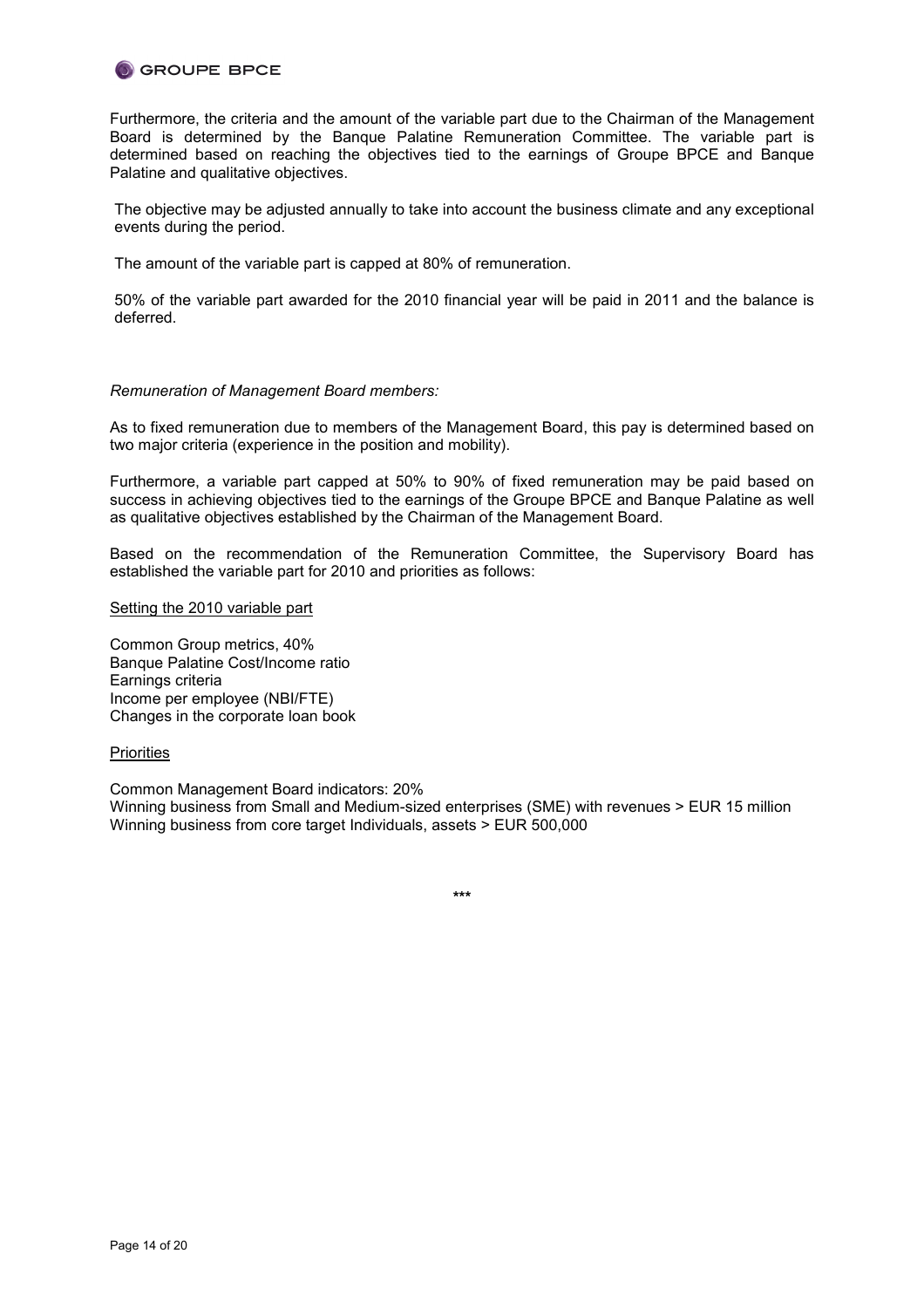Furthermore, the criteria and the amount of the variable part due to the Chairman of the Management Board is determined by the Banque Palatine Remuneration Committee. The variable part is determined based on reaching the objectives tied to the earnings of Groupe BPCE and Banque Palatine and qualitative objectives.

The objective may be adjusted annually to take into account the business climate and any exceptional events during the period.

The amount of the variable part is capped at 80% of remuneration.

50% of the variable part awarded for the 2010 financial year will be paid in 2011 and the balance is deferred.

*Remuneration of Management Board members:*

As to fixed remuneration due to members of the Management Board, this pay is determined based on two major criteria (experience in the position and mobility).

Furthermore, a variable part capped at 50% to 90% of fixed remuneration may be paid based on success in achieving objectives tied to the earnings of the Groupe BPCE and Banque Palatine as well as qualitative objectives established by the Chairman of the Management Board.

Based on the recommendation of the Remuneration Committee, the Supervisory Board has established the variable part for 2010 and priorities as follows:

<u>Setting the 2010 variable part</u>

Common Group metrics, 40%
Banque Palatine Cost/Income ratio
Earnings criteria
Income per employee (NBI/FTE)
Changes in the corporate loan book

<u>Priorities</u>

Common Management Board indicators: 20%
Winning business from Small and Medium-sized enterprises (SME) with revenues > EUR 15 million
Winning business from core target Individuals, assets > EUR 500,000

***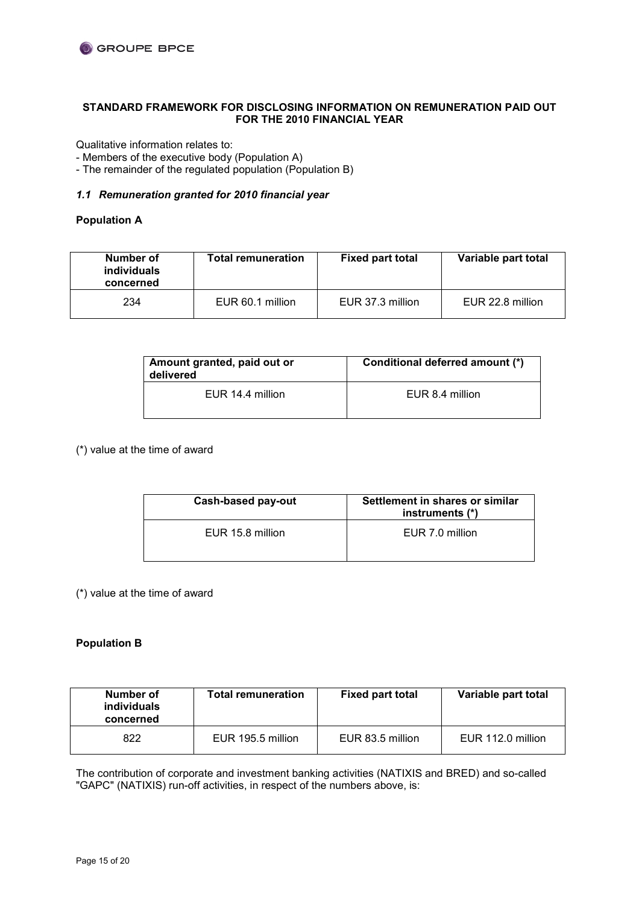**STANDARD FRAMEWORK FOR DISCLOSING INFORMATION ON REMUNERATION PAID OUT FOR THE 2010 FINANCIAL YEAR**

Qualitative information relates to:
- Members of the executive body (Population A)
- The remainder of the regulated population (Population B)

### *1.1 Remuneration granted for 2010 financial year*

**Population A**

| Number of individuals concerned | Total remuneration | Fixed part total | Variable part total |
|---|---|---|---|
| 234 | EUR 60.1 million | EUR 37.3 million | EUR 22.8 million |

| Amount granted, paid out or delivered | Conditional deferred amount (*) |
|---|---|
| EUR 14.4 million | EUR 8.4 million |

(*) value at the time of award

| Cash-based pay-out | Settlement in shares or similar instruments (*) |
|---|---|
| EUR 15.8 million | EUR 7.0 million |

(*) value at the time of award

**Population B**

| Number of individuals concerned | Total remuneration | Fixed part total | Variable part total |
|---|---|---|---|
| 822 | EUR 195.5 million | EUR 83.5 million | EUR 112.0 million |

The contribution of corporate and investment banking activities (NATIXIS and BRED) and so-called "GAPC" (NATIXIS) run-off activities, in respect of the numbers above, is: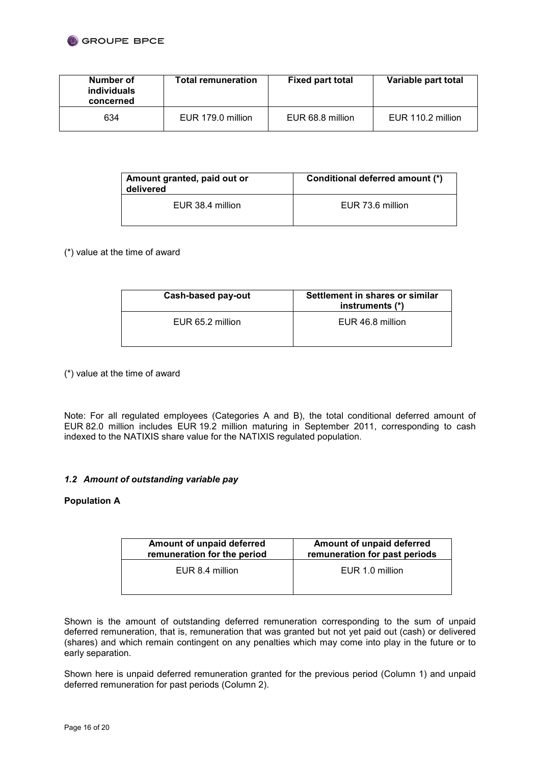| Number of individuals concerned | Total remuneration | Fixed part total | Variable part total |
|---|---|---|---|
| 634 | EUR 179.0 million | EUR 68.8 million | EUR 110.2 million |

| Amount granted, paid out or delivered | Conditional deferred amount (*) |
|---|---|
| EUR 38.4 million | EUR 73.6 million |

(*) value at the time of award

| Cash-based pay-out | Settlement in shares or similar instruments (*) |
|---|---|
| EUR 65.2 million | EUR 46.8 million |

(*) value at the time of award

Note: For all regulated employees (Categories A and B), the total conditional deferred amount of EUR 82.0 million includes EUR 19.2 million maturing in September 2011, corresponding to cash indexed to the NATIXIS share value for the NATIXIS regulated population.

### *1.2 Amount of outstanding variable pay*

**Population A**

| Amount of unpaid deferred remuneration for the period | Amount of unpaid deferred remuneration for past periods |
|---|---|
| EUR 8.4 million | EUR 1.0 million |

Shown is the amount of outstanding deferred remuneration corresponding to the sum of unpaid deferred remuneration, that is, remuneration that was granted but not yet paid out (cash) or delivered (shares) and which remain contingent on any penalties which may come into play in the future or to early separation.

Shown here is unpaid deferred remuneration granted for the previous period (Column 1) and unpaid deferred remuneration for past periods (Column 2).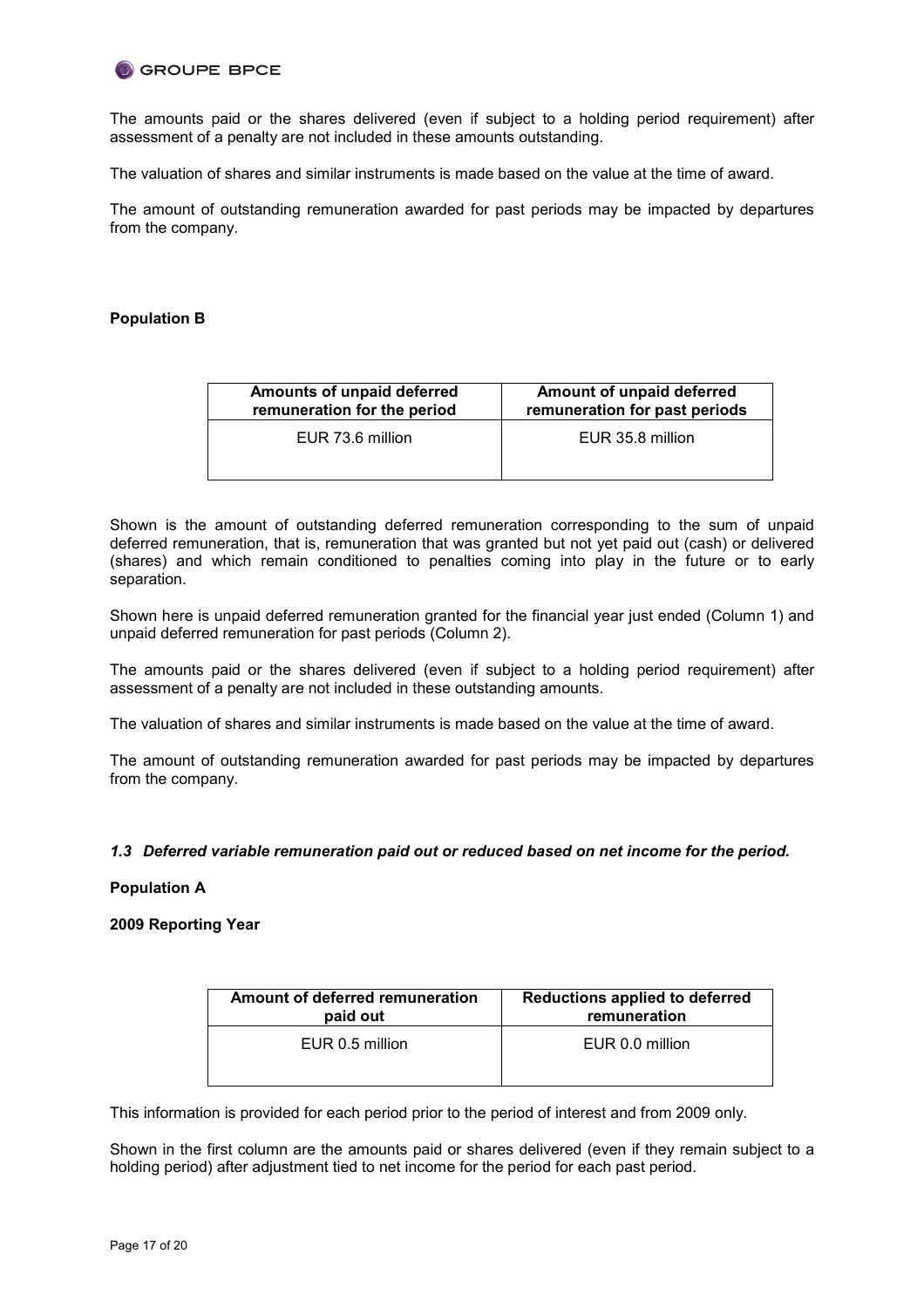The amounts paid or the shares delivered (even if subject to a holding period requirement) after assessment of a penalty are not included in these amounts outstanding.

The valuation of shares and similar instruments is made based on the value at the time of award.

The amount of outstanding remuneration awarded for past periods may be impacted by departures from the company.

**Population B**

| Amounts of unpaid deferred remuneration for the period | Amount of unpaid deferred remuneration for past periods |
|---|---|
| EUR 73.6 million | EUR 35.8 million |

Shown is the amount of outstanding deferred remuneration corresponding to the sum of unpaid deferred remuneration, that is, remuneration that was granted but not yet paid out (cash) or delivered (shares) and which remain conditioned to penalties coming into play in the future or to early separation.

Shown here is unpaid deferred remuneration granted for the financial year just ended (Column 1) and unpaid deferred remuneration for past periods (Column 2).

The amounts paid or the shares delivered (even if subject to a holding period requirement) after assessment of a penalty are not included in these outstanding amounts.

The valuation of shares and similar instruments is made based on the value at the time of award.

The amount of outstanding remuneration awarded for past periods may be impacted by departures from the company.

### *1.3 Deferred variable remuneration paid out or reduced based on net income for the period.*

**Population A**

**2009 Reporting Year**

| Amount of deferred remuneration paid out | Reductions applied to deferred remuneration |
|---|---|
| EUR 0.5 million | EUR 0.0 million |

This information is provided for each period prior to the period of interest and from 2009 only.

Shown in the first column are the amounts paid or shares delivered (even if they remain subject to a holding period) after adjustment tied to net income for the period for each past period.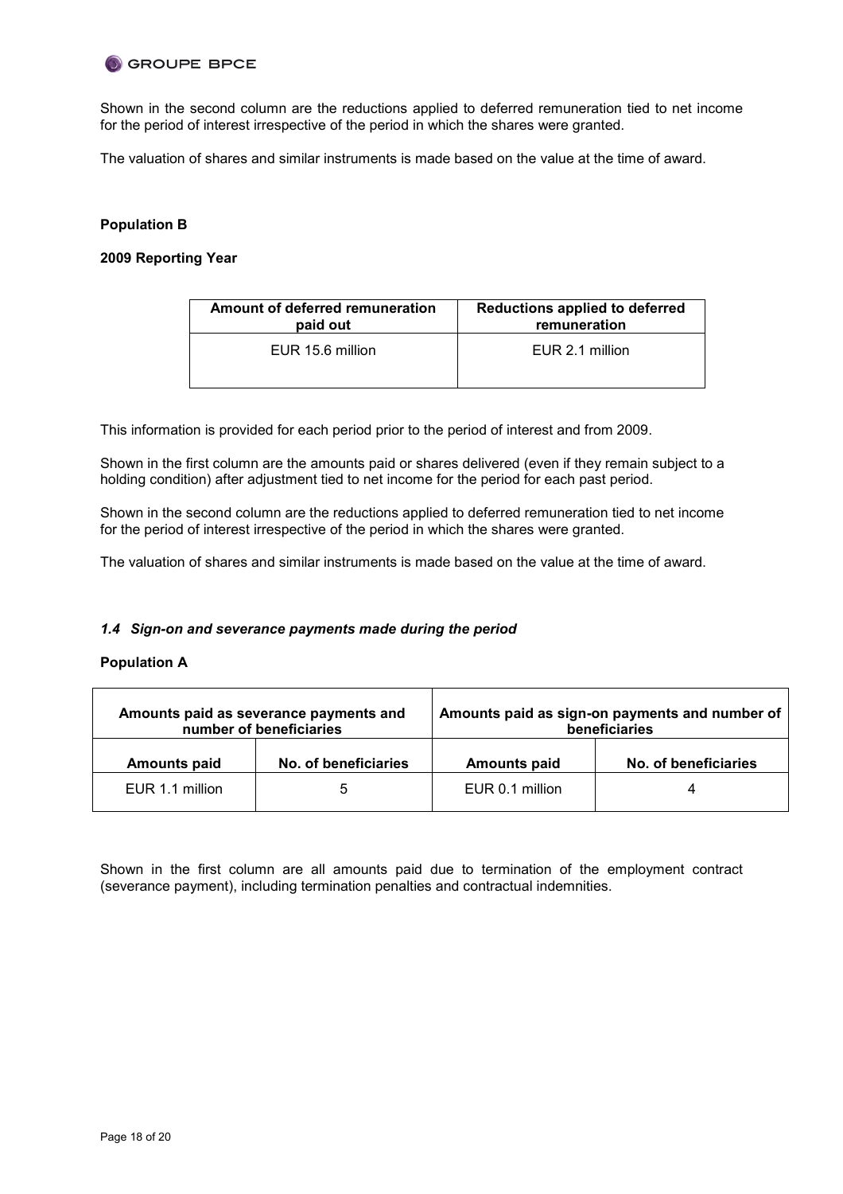Shown in the second column are the reductions applied to deferred remuneration tied to net income for the period of interest irrespective of the period in which the shares were granted.

The valuation of shares and similar instruments is made based on the value at the time of award.

**Population B**

**2009 Reporting Year**

| Amount of deferred remuneration paid out | Reductions applied to deferred remuneration |
|---|---|
| EUR 15.6 million | EUR 2.1 million |

This information is provided for each period prior to the period of interest and from 2009.

Shown in the first column are the amounts paid or shares delivered (even if they remain subject to a holding condition) after adjustment tied to net income for the period for each past period.

Shown in the second column are the reductions applied to deferred remuneration tied to net income for the period of interest irrespective of the period in which the shares were granted.

The valuation of shares and similar instruments is made based on the value at the time of award.

### *1.4 Sign-on and severance payments made during the period*

**Population A**

| Amounts paid as severance payments and number of beneficiaries | | Amounts paid as sign-on payments and number of beneficiaries | |
|---|---|---|---|
| **Amounts paid** | **No. of beneficiaries** | **Amounts paid** | **No. of beneficiaries** |
| EUR 1.1 million | 5 | EUR 0.1 million | 4 |

Shown in the first column are all amounts paid due to termination of the employment contract (severance payment), including termination penalties and contractual indemnities.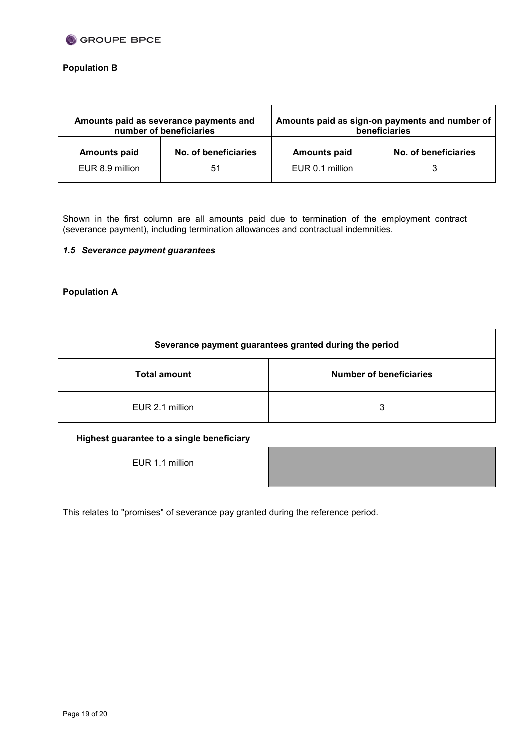**Population B**

| Amounts paid as severance payments and number of beneficiaries | | Amounts paid as sign-on payments and number of beneficiaries | |
|---|---|---|---|
| **Amounts paid** | **No. of beneficiaries** | **Amounts paid** | **No. of beneficiaries** |
| EUR 8.9 million | 51 | EUR 0.1 million | 3 |

Shown in the first column are all amounts paid due to termination of the employment contract (severance payment), including termination allowances and contractual indemnities.

### *1.5 Severance payment guarantees*

**Population A**

| Severance payment guarantees granted during the period | |
|---|---|
| **Total amount** | **Number of beneficiaries** |
| EUR 2.1 million | 3 |

**Highest guarantee to a single beneficiary**

| EUR 1.1 million | |
|---|---|

This relates to "promises" of severance pay granted during the reference period.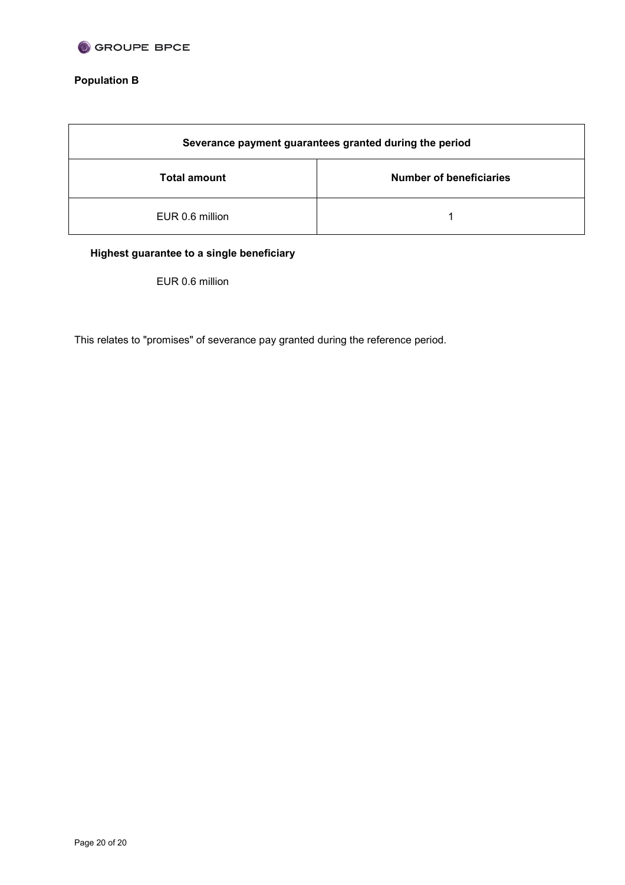**Population B**

| Severance payment guarantees granted during the period | |
|---|---|
| **Total amount** | **Number of beneficiaries** |
| EUR 0.6 million | 1 |

**Highest guarantee to a single beneficiary**

EUR 0.6 million

This relates to "promises" of severance pay granted during the reference period.